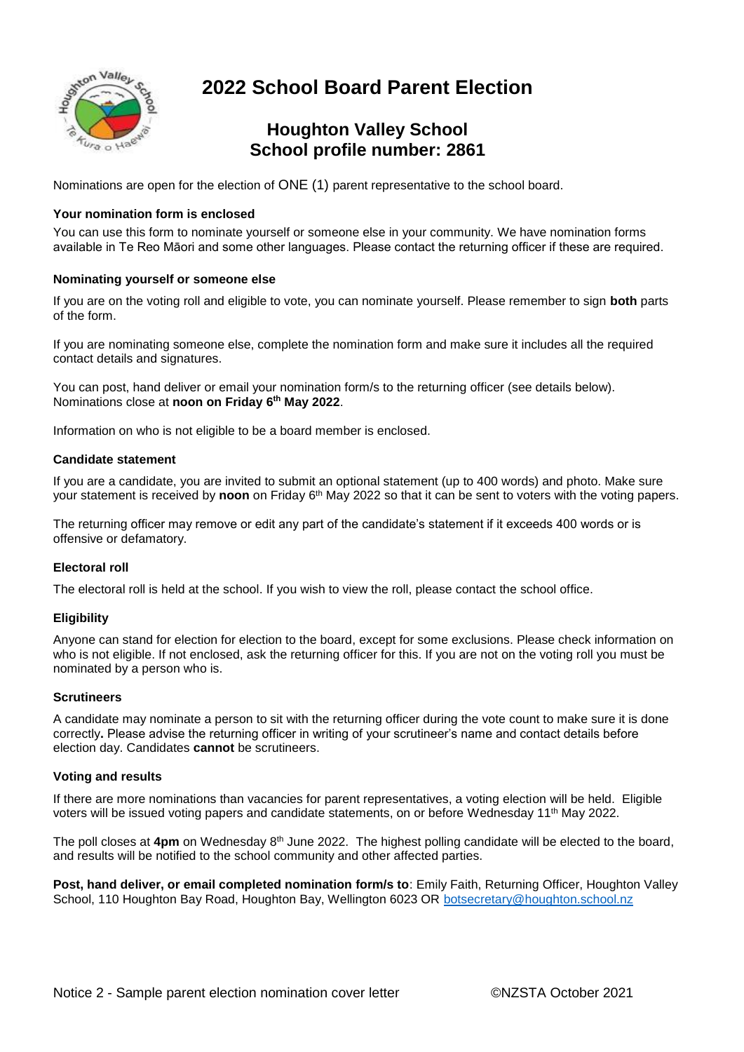# 2022 School Board Parent Election

## Houghton Valley School
## School profile number: 2861

Nominations are open for the election of ONE (1) parent representative to the school board.

**Your nomination form is enclosed**

You can use this form to nominate yourself or someone else in your community. We have nomination forms available in Te Reo Māori and some other languages. Please contact the returning officer if these are required.

**Nominating yourself or someone else**

If you are on the voting roll and eligible to vote, you can nominate yourself. Please remember to sign **both** parts of the form.

If you are nominating someone else, complete the nomination form and make sure it includes all the required contact details and signatures.

You can post, hand deliver or email your nomination form/s to the returning officer (see details below). Nominations close at **noon on Friday 6th May 2022**.

Information on who is not eligible to be a board member is enclosed.

**Candidate statement**

If you are a candidate, you are invited to submit an optional statement (up to 400 words) and photo. Make sure your statement is received by **noon** on Friday 6th May 2022 so that it can be sent to voters with the voting papers.

The returning officer may remove or edit any part of the candidate's statement if it exceeds 400 words or is offensive or defamatory.

**Electoral roll**

The electoral roll is held at the school. If you wish to view the roll, please contact the school office.

**Eligibility**

Anyone can stand for election for election to the board, except for some exclusions. Please check information on who is not eligible. If not enclosed, ask the returning officer for this. If you are not on the voting roll you must be nominated by a person who is.

**Scrutineers**

A candidate may nominate a person to sit with the returning officer during the vote count to make sure it is done correctly**.** Please advise the returning officer in writing of your scrutineer's name and contact details before election day. Candidates **cannot** be scrutineers.

**Voting and results**

If there are more nominations than vacancies for parent representatives, a voting election will be held. Eligible voters will be issued voting papers and candidate statements, on or before Wednesday 11th May 2022.

The poll closes at **4pm** on Wednesday 8th June 2022. The highest polling candidate will be elected to the board, and results will be notified to the school community and other affected parties.

**Post, hand deliver, or email completed nomination form/s to**: Emily Faith, Returning Officer, Houghton Valley School, 110 Houghton Bay Road, Houghton Bay, Wellington 6023 OR botsecretary@houghton.school.nz

Notice 2 - Sample parent election nomination cover letter ©NZSTA October 2021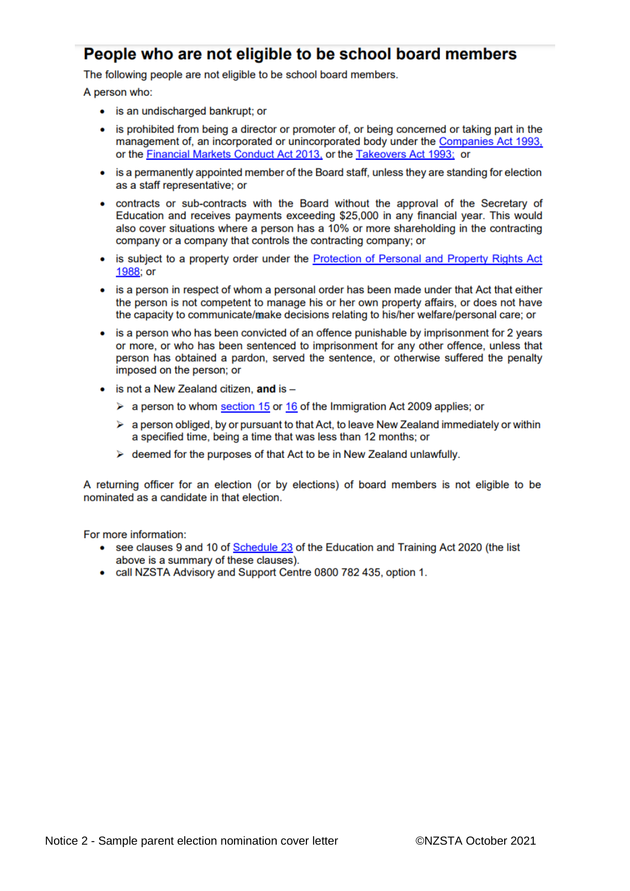# People who are not eligible to be school board members

The following people are not eligible to be school board members.

A person who:

- is an undischarged bankrupt; or
- is prohibited from being a director or promoter of, or being concerned or taking part in the management of, an incorporated or unincorporated body under the Companies Act 1993, or the Financial Markets Conduct Act 2013, or the Takeovers Act 1993; or
- is a permanently appointed member of the Board staff, unless they are standing for election as a staff representative; or
- contracts or sub-contracts with the Board without the approval of the Secretary of Education and receives payments exceeding $25,000 in any financial year. This would also cover situations where a person has a 10% or more shareholding in the contracting company or a company that controls the contracting company; or
- is subject to a property order under the Protection of Personal and Property Rights Act 1988; or
- is a person in respect of whom a personal order has been made under that Act that either the person is not competent to manage his or her own property affairs, or does not have the capacity to communicate/make decisions relating to his/her welfare/personal care; or
- is a person who has been convicted of an offence punishable by imprisonment for 2 years or more, or who has been sentenced to imprisonment for any other offence, unless that person has obtained a pardon, served the sentence, or otherwise suffered the penalty imposed on the person; or
- is not a New Zealand citizen, **and** is –
  - a person to whom section 15 or 16 of the Immigration Act 2009 applies; or
  - a person obliged, by or pursuant to that Act, to leave New Zealand immediately or within a specified time, being a time that was less than 12 months; or
  - deemed for the purposes of that Act to be in New Zealand unlawfully.

A returning officer for an election (or by elections) of board members is not eligible to be nominated as a candidate in that election.

For more information:

- see clauses 9 and 10 of Schedule 23 of the Education and Training Act 2020 (the list above is a summary of these clauses).
- call NZSTA Advisory and Support Centre 0800 782 435, option 1.